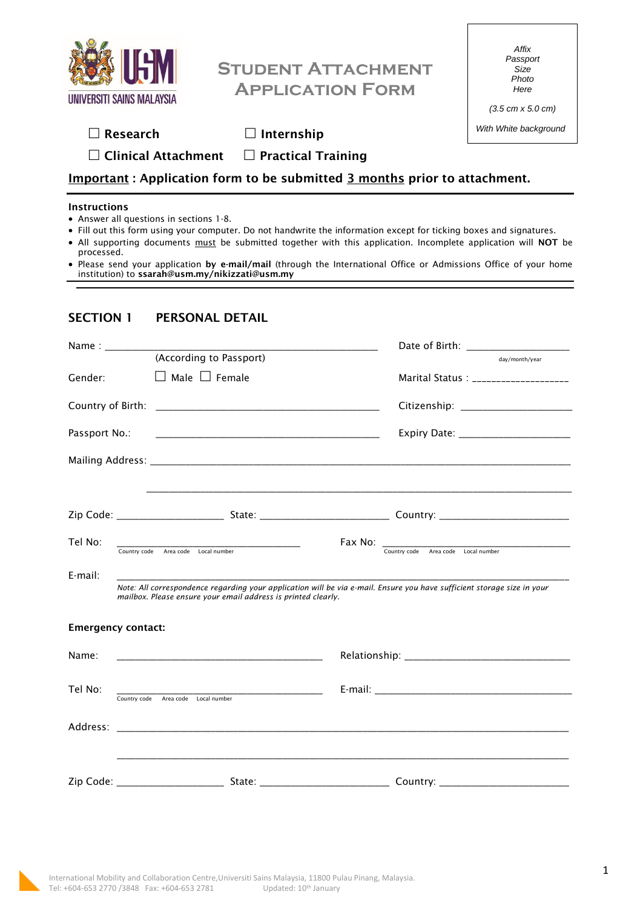UNIVERSITI SAINS MALAYSIA

# Student Attachment Application Form

*Affix Passport Size Photo Here*

*(3.5 cm x 5.0 cm)*

*With White background*

☐ **Research** ☐ **Internship**

☐ **Clinical Attachment** ☐ **Practical Training**

**Important : Application form to be submitted 3 months prior to attachment.**

**Instructions**

- Answer all questions in sections 1-8.
- Fill out this form using your computer. Do not handwrite the information except for ticking boxes and signatures.
- All supporting documents must be submitted together with this application. Incomplete application will **NOT** be processed.
- Please send your application **by e-mail/mail** (through the International Office or Admissions Office of your home institution) to **ssarah@usm.my/nikizzati@usm.my**

## SECTION 1 PERSONAL DETAIL

Name : ______________________________ (According to Passport)

Date of Birth: ____________________ (day/month/year)

Gender: ☐ Male ☐ Female

Marital Status : ____________________

Country of Birth: ______________________________

Citizenship: ____________________

Passport No.: ______________________________

Expiry Date: ____________________

Mailing Address: ____________________________________________________________

____________________________________________________________

Zip Code: ____________ State: ________________ Country: ________________

Tel No: ______________________ (Country code Area code Local number)

Fax No: ______________________ (Country code Area code Local number)

E-mail: ____________________________________________________________

*Note: All correspondence regarding your application will be via e-mail. Ensure you have sufficient storage size in your mailbox. Please ensure your email address is printed clearly.*

**Emergency contact:**

Name: ______________________________

Relationship: ______________________

Tel No: ______________________ (Country code Area code Local number)

E-mail: ______________________________

Address: ____________________________________________________________

____________________________________________________________

Zip Code: ____________ State: ________________ Country: ________________

International Mobility and Collaboration Centre, Universiti Sains Malaysia, 11800 Pulau Pinang, Malaysia.
Tel: +604-653 2770 /3848 Fax: +604-653 2781 Updated: 10th January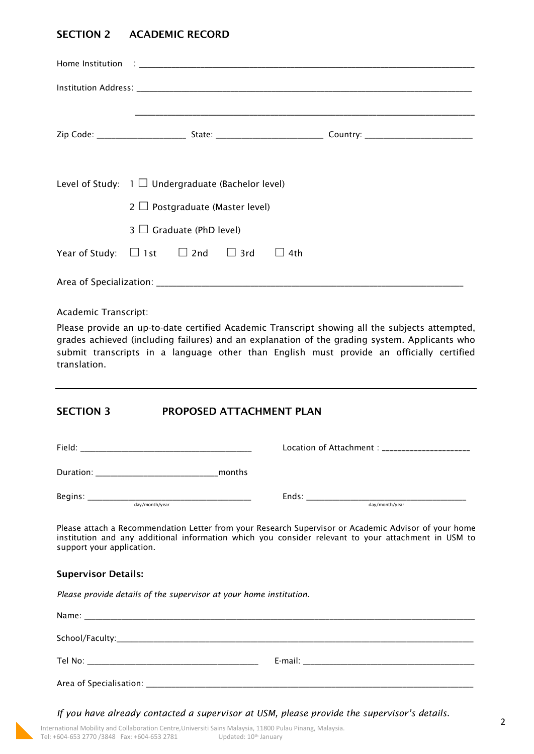## SECTION 2 ACADEMIC RECORD

Home Institution : ____________________________________________________________

Institution Address: ____________________________________________________________

____________________________________________________________

Zip Code: ________________ State: ____________________ Country: ____________________

Level of Study: 1 ☐ Undergraduate (Bachelor level)

2 ☐ Postgraduate (Master level)

3 ☐ Graduate (PhD level)

Year of Study: ☐ 1st ☐ 2nd ☐ 3rd ☐ 4th

Area of Specialization: ____________________________________________________________

Academic Transcript:

Please provide an up-to-date certified Academic Transcript showing all the subjects attempted, grades achieved (including failures) and an explanation of the grading system. Applicants who submit transcripts in a language other than English must provide an officially certified translation.

---

## SECTION 3 PROPOSED ATTACHMENT PLAN

Field: ________________________________ Location of Attachment : ____________________

Duration: ______________________ months

Begins: ______________________________ (day/month/year) Ends: ______________________________ (day/month/year)

Please attach a Recommendation Letter from your Research Supervisor or Academic Advisor of your home institution and any additional information which you consider relevant to your attachment in USM to support your application.

**Supervisor Details:**

*Please provide details of the supervisor at your home institution.*

Name: ____________________________________________________________

School/Faculty: ____________________________________________________________

Tel No: ________________________________ E-mail: ________________________________

Area of Specialisation: ____________________________________________________________

*If you have already contacted a supervisor at USM, please provide the supervisor's details.*

International Mobility and Collaboration Centre, Universiti Sains Malaysia, 11800 Pulau Pinang, Malaysia.
Tel: +604-653 2770 /3848 Fax: +604-653 2781 Updated: 10th January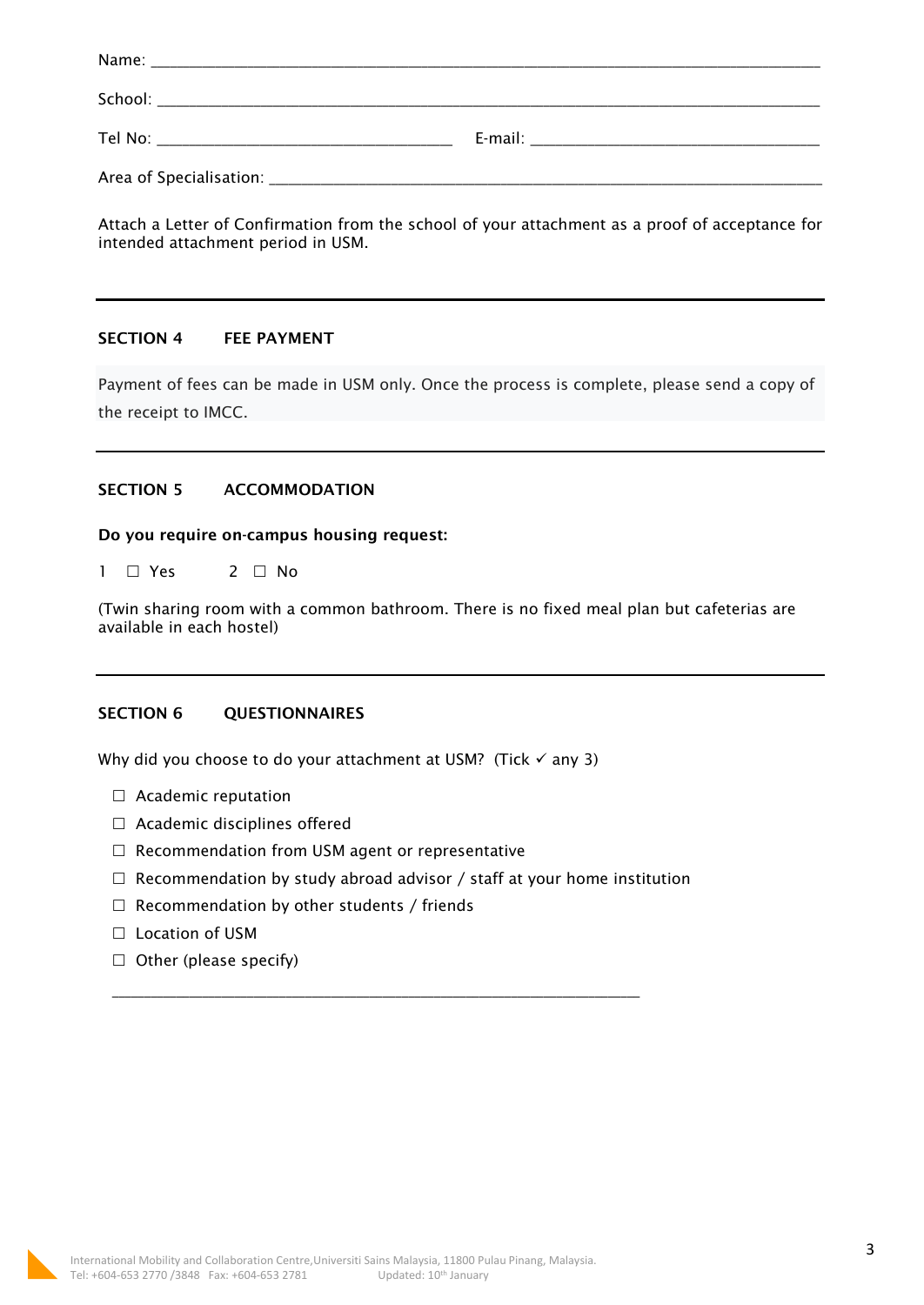Name: ___________________________________________________________________________

School: __________________________________________________________________________

Tel No: ________________________________ E-mail: ________________________________

Area of Specialisation: ____________________________________________________________

Attach a Letter of Confirmation from the school of your attachment as a proof of acceptance for intended attachment period in USM.

---

**SECTION 4 FEE PAYMENT**

Payment of fees can be made in USM only. Once the process is complete, please send a copy of the receipt to IMCC.

---

**SECTION 5 ACCOMMODATION**

**Do you require on-campus housing request:**

1 ☐ Yes 2 ☐ No

(Twin sharing room with a common bathroom. There is no fixed meal plan but cafeterias are available in each hostel)

---

**SECTION 6 QUESTIONNAIRES**

Why did you choose to do your attachment at USM? (Tick ✓ any 3)

- ☐ Academic reputation
- ☐ Academic disciplines offered
- ☐ Recommendation from USM agent or representative
- ☐ Recommendation by study abroad advisor / staff at your home institution
- ☐ Recommendation by other students / friends
- ☐ Location of USM
- ☐ Other (please specify)

  ____________________________________________________________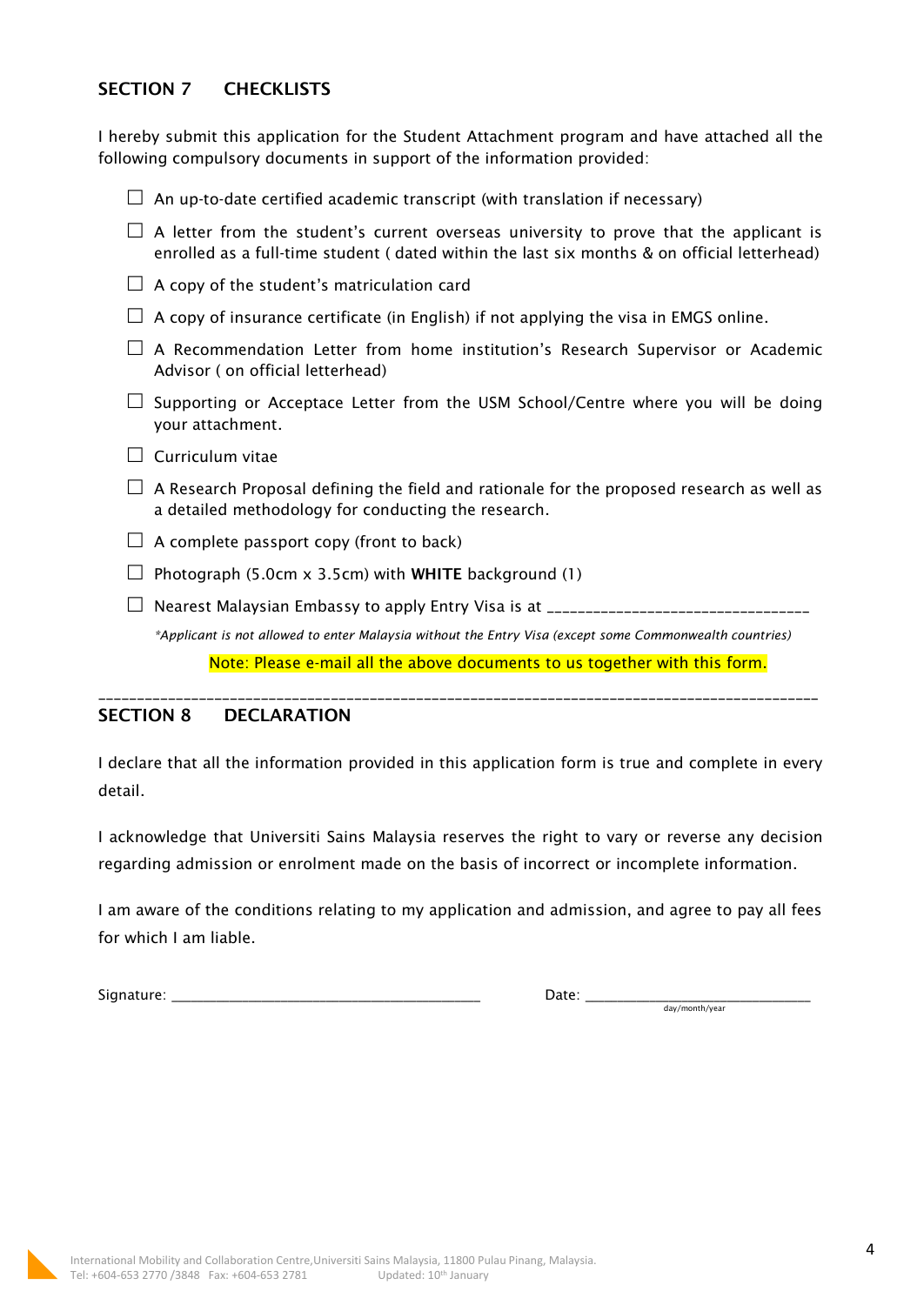## SECTION 7 CHECKLISTS

I hereby submit this application for the Student Attachment program and have attached all the following compulsory documents in support of the information provided:

- ☐ An up-to-date certified academic transcript (with translation if necessary)
- ☐ A letter from the student's current overseas university to prove that the applicant is enrolled as a full-time student ( dated within the last six months & on official letterhead)
- ☐ A copy of the student's matriculation card
- ☐ A copy of insurance certificate (in English) if not applying the visa in EMGS online.
- ☐ A Recommendation Letter from home institution's Research Supervisor or Academic Advisor ( on official letterhead)
- ☐ Supporting or Acceptace Letter from the USM School/Centre where you will be doing your attachment.
- ☐ Curriculum vitae
- ☐ A Research Proposal defining the field and rationale for the proposed research as well as a detailed methodology for conducting the research.
- ☐ A complete passport copy (front to back)
- ☐ Photograph (5.0cm x 3.5cm) with **WHITE** background (1)
- ☐ Nearest Malaysian Embassy to apply Entry Visa is at ________________________________

*\*Applicant is not allowed to enter Malaysia without the Entry Visa (except some Commonwealth countries)*

Note: Please e-mail all the above documents to us together with this form.

---

## SECTION 8 DECLARATION

I declare that all the information provided in this application form is true and complete in every detail.

I acknowledge that Universiti Sains Malaysia reserves the right to vary or reverse any decision regarding admission or enrolment made on the basis of incorrect or incomplete information.

I am aware of the conditions relating to my application and admission, and agree to pay all fees for which I am liable.

Signature: ________________________________________ Date: ______________________________
day/month/year